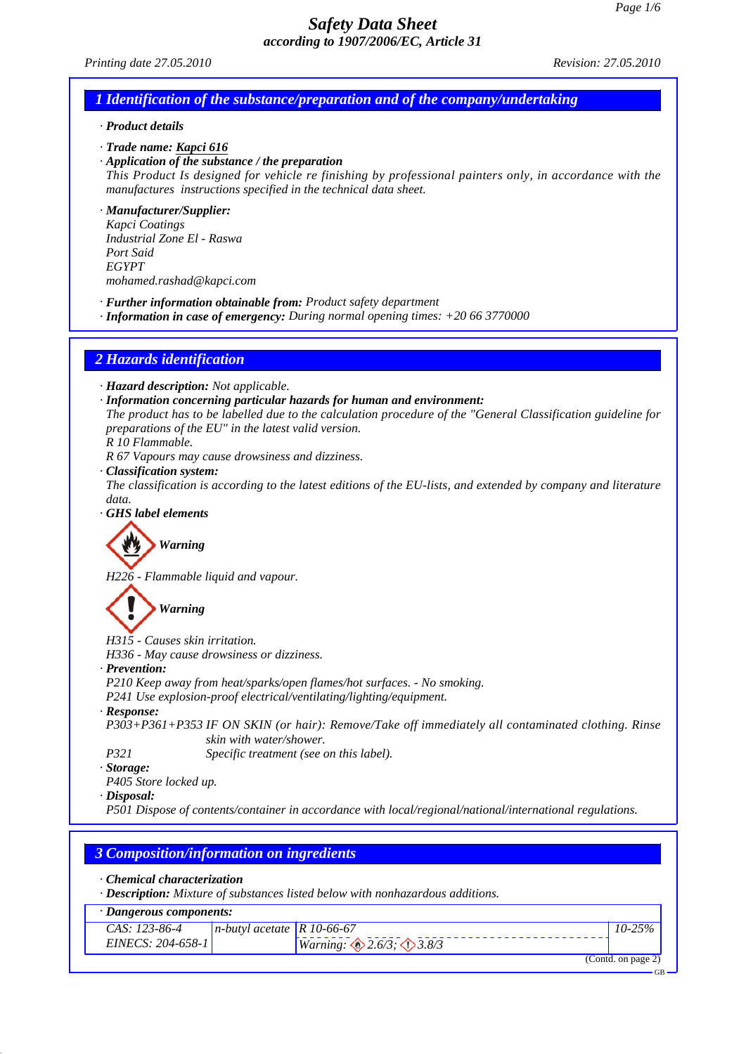# Safety Data Sheet
**according to 1907/2006/EC, Article 31**

*Printing date 27.05.2010* *Revision: 27.05.2010*

## 1 Identification of the substance/preparation and of the company/undertaking

· **Product details**

· **Trade name:** **Kapci 616**

· **Application of the substance / the preparation**
This Product Is designed for vehicle re finishing by professional painters only, in accordance with the manufactures instructions specified in the technical data sheet.

· **Manufacturer/Supplier:**
Kapci Coatings
Industrial Zone El - Raswa
Port Said
EGYPT
mohamed.rashad@kapci.com

· **Further information obtainable from:** Product safety department
· **Information in case of emergency:** During normal opening times: +20 66 3770000

## 2 Hazards identification

· **Hazard description:** Not applicable.
· **Information concerning particular hazards for human and environment:**
The product has to be labelled due to the calculation procedure of the "General Classification guideline for preparations of the EU" in the latest valid version.
R 10 Flammable.
R 67 Vapours may cause drowsiness and dizziness.
· **Classification system:**
The classification is according to the latest editions of the EU-lists, and extended by company and literature data.
· **GHS label elements**

Warning

H226 - Flammable liquid and vapour.

Warning

H315 - Causes skin irritation.
H336 - May cause drowsiness or dizziness.
· **Prevention:**
P210 Keep away from heat/sparks/open flames/hot surfaces. - No smoking.
P241 Use explosion-proof electrical/ventilating/lighting/equipment.
· **Response:**
P303+P361+P353 IF ON SKIN (or hair): Remove/Take off immediately all contaminated clothing. Rinse skin with water/shower.
P321 Specific treatment (see on this label).
· **Storage:**
P405 Store locked up.
· **Disposal:**
P501 Dispose of contents/container in accordance with local/regional/national/international regulations.

## 3 Composition/information on ingredients

· **Chemical characterization**
· **Description:** Mixture of substances listed below with nonhazardous additions.

· **Dangerous components:**

| | | | |
|---|---|---|---|
| CAS: 123-86-4<br>EINECS: 204-658-1 | n-butyl acetate | R 10-66-67<br>Warning: 2.6/3; 3.8/3 | 10-25% |

(Contd. on page 2)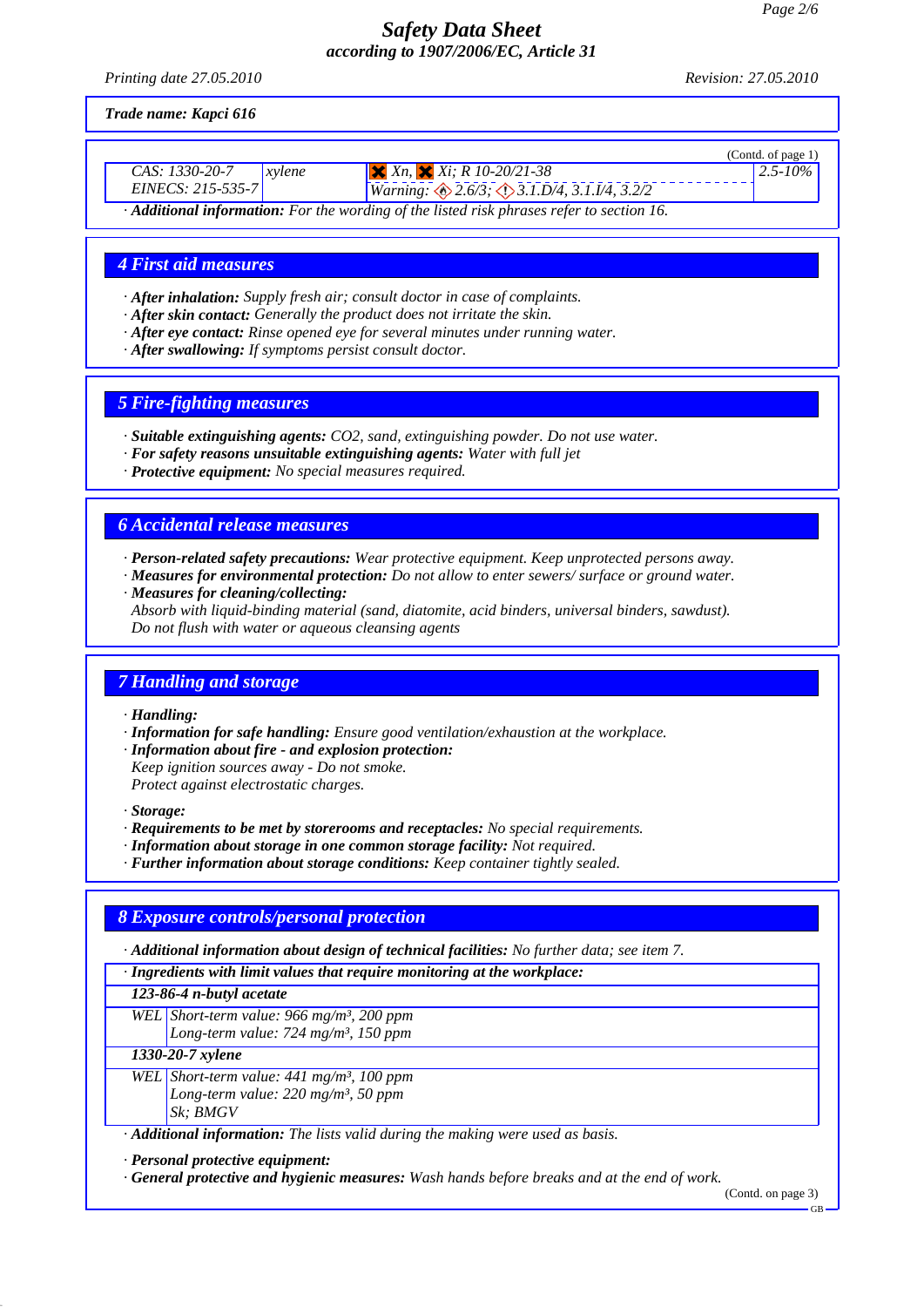# Safety Data Sheet
## according to 1907/2006/EC, Article 31

*Printing date 27.05.2010* *Revision: 27.05.2010*

***Trade name: Kapci 616***

(Contd. of page 1)

| | | | |
|---|---|---|---|
| CAS: 1330-20-7<br>EINECS: 215-535-7 | xylene | Xn, Xi; R 10-20/21-38<br>Warning: 2.6/3; 3.1.D/4, 3.1.I/4, 3.2/2 | 2.5-10% |

· **Additional information:** For the wording of the listed risk phrases refer to section 16.

## 4 First aid measures

· **After inhalation:** Supply fresh air; consult doctor in case of complaints.
· **After skin contact:** Generally the product does not irritate the skin.
· **After eye contact:** Rinse opened eye for several minutes under running water.
· **After swallowing:** If symptoms persist consult doctor.

## 5 Fire-fighting measures

· **Suitable extinguishing agents:** $CO_2$, sand, extinguishing powder. Do not use water.
· **For safety reasons unsuitable extinguishing agents:** Water with full jet
· **Protective equipment:** No special measures required.

## 6 Accidental release measures

· **Person-related safety precautions:** Wear protective equipment. Keep unprotected persons away.
· **Measures for environmental protection:** Do not allow to enter sewers/ surface or ground water.
· **Measures for cleaning/collecting:**
Absorb with liquid-binding material (sand, diatomite, acid binders, universal binders, sawdust).
Do not flush with water or aqueous cleansing agents

## 7 Handling and storage

· **Handling:**
· **Information for safe handling:** Ensure good ventilation/exhaustion at the workplace.
· **Information about fire - and explosion protection:**
Keep ignition sources away - Do not smoke.
Protect against electrostatic charges.

· **Storage:**
· **Requirements to be met by storerooms and receptacles:** No special requirements.
· **Information about storage in one common storage facility:** Not required.
· **Further information about storage conditions:** Keep container tightly sealed.

## 8 Exposure controls/personal protection

· **Additional information about design of technical facilities:** No further data; see item 7.

· **Ingredients with limit values that require monitoring at the workplace:**

| | |
|---|---|
| **123-86-4 n-butyl acetate** | |
| WEL | Short-term value: 966 mg/m³, 200 ppm<br>Long-term value: 724 mg/m³, 150 ppm |
| **1330-20-7 xylene** | |
| WEL | Short-term value: 441 mg/m³, 100 ppm<br>Long-term value: 220 mg/m³, 50 ppm<br>Sk; BMGV |

· **Additional information:** The lists valid during the making were used as basis.

· **Personal protective equipment:**
· **General protective and hygienic measures:** Wash hands before breaks and at the end of work.

(Contd. on page 3)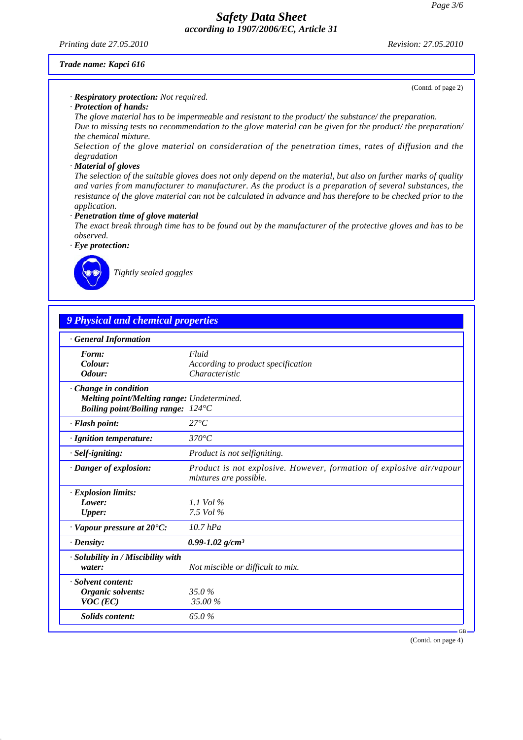*Trade name: Kapci 616*

(Contd. of page 2)

· **Respiratory protection:** Not required.

· **Protection of hands:**

The glove material has to be impermeable and resistant to the product/ the substance/ the preparation.
Due to missing tests no recommendation to the glove material can be given for the product/ the preparation/ the chemical mixture.
Selection of the glove material on consideration of the penetration times, rates of diffusion and the degradation

· **Material of gloves**

The selection of the suitable gloves does not only depend on the material, but also on further marks of quality and varies from manufacturer to manufacturer. As the product is a preparation of several substances, the resistance of the glove material can not be calculated in advance and has therefore to be checked prior to the application.

· **Penetration time of glove material**

The exact break through time has to be found out by the manufacturer of the protective gloves and has to be observed.

· **Eye protection:**

Tightly sealed goggles

## 9 Physical and chemical properties

| · **General Information** | |
|---|---|
| **Form:** | Fluid |
| **Colour:** | According to product specification |
| **Odour:** | Characteristic |
| · **Change in condition** | |
| **Melting point/Melting range:** | Undetermined. |
| **Boiling point/Boiling range:** | 124°C |
| · **Flash point:** | 27°C |
| · **Ignition temperature:** | 370°C |
| · **Self-igniting:** | Product is not selfigniting. |
| · **Danger of explosion:** | Product is not explosive. However, formation of explosive air/vapour mixtures are possible. |
| · **Explosion limits:** | |
| **Lower:** | 1.1 Vol % |
| **Upper:** | 7.5 Vol % |
| · **Vapour pressure at 20°C:** | 10.7 hPa |
| · **Density:** | **0.99-1.02 g/cm³** |
| · **Solubility in / Miscibility with water:** | Not miscible or difficult to mix. |
| · **Solvent content:** | |
| **Organic solvents:** | 35.0 % |
| **VOC (EC)** | 35.00 % |
| **Solids content:** | 65.0 % |

(Contd. on page 4)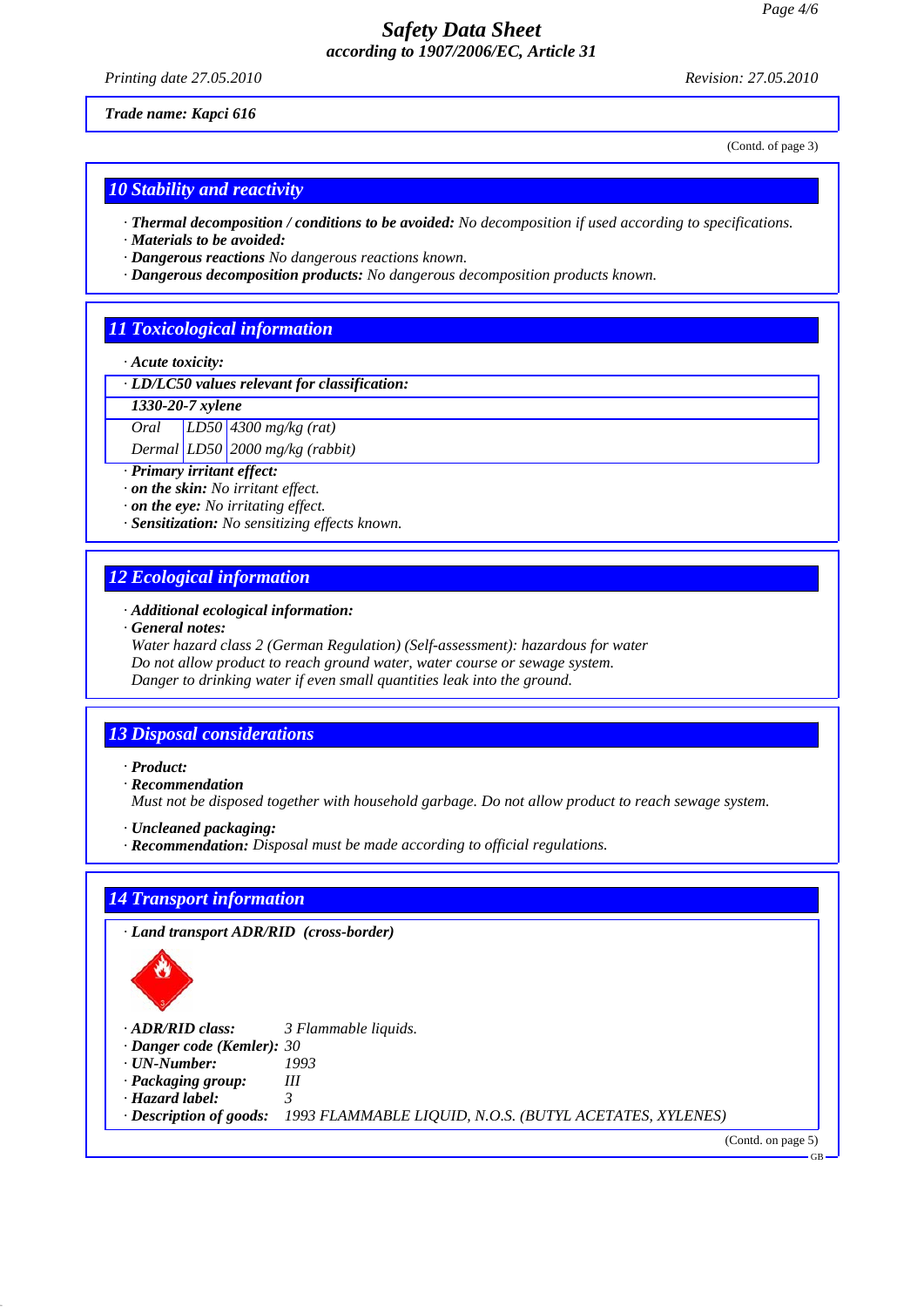**Trade name: Kapci 616**

(Contd. of page 3)

## 10 Stability and reactivity

· **Thermal decomposition / conditions to be avoided:** No decomposition if used according to specifications.
· **Materials to be avoided:**
· **Dangerous reactions** No dangerous reactions known.
· **Dangerous decomposition products:** No dangerous decomposition products known.

## 11 Toxicological information

· **Acute toxicity:**

· **LD/LC50 values relevant for classification:**

| **1330-20-7 xylene** | | |
|---|---|---|
| Oral | LD50 | 4300 mg/kg (rat) |
| Dermal | LD50 | 2000 mg/kg (rabbit) |

· **Primary irritant effect:**
· **on the skin:** No irritant effect.
· **on the eye:** No irritating effect.
· **Sensitization:** No sensitizing effects known.

## 12 Ecological information

· **Additional ecological information:**
· **General notes:**
Water hazard class 2 (German Regulation) (Self-assessment): hazardous for water
Do not allow product to reach ground water, water course or sewage system.
Danger to drinking water if even small quantities leak into the ground.

## 13 Disposal considerations

· **Product:**
· **Recommendation**
Must not be disposed together with household garbage. Do not allow product to reach sewage system.

· **Uncleaned packaging:**
· **Recommendation:** Disposal must be made according to official regulations.

## 14 Transport information

· **Land transport ADR/RID (cross-border)**

· **ADR/RID class:** 3 Flammable liquids.
· **Danger code (Kemler):** 30
· **UN-Number:** 1993
· **Packaging group:** III
· **Hazard label:** 3
· **Description of goods:** 1993 FLAMMABLE LIQUID, N.O.S. (BUTYL ACETATES, XYLENES)

(Contd. on page 5)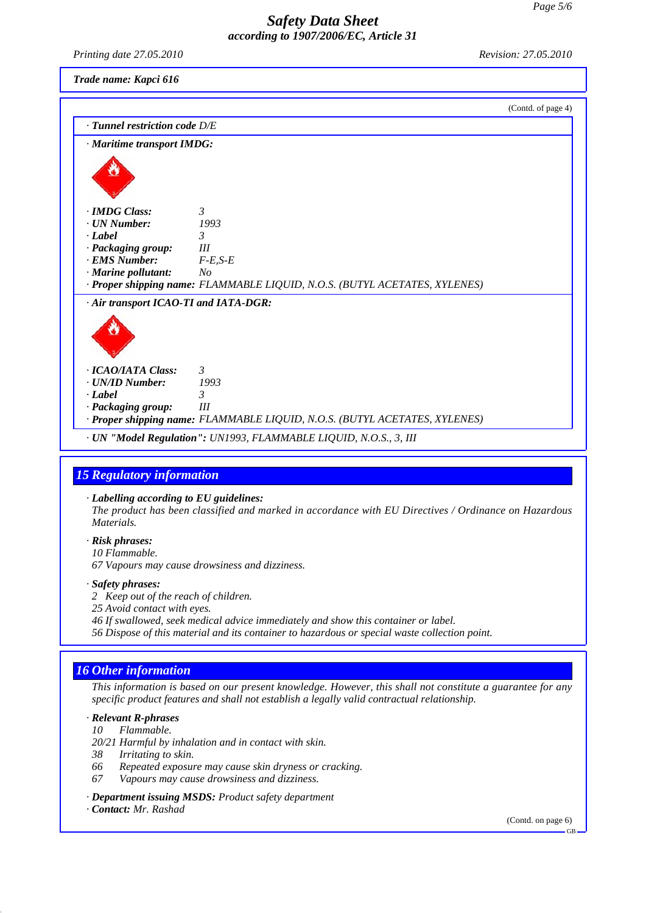**Trade name: Kapci 616**

(Contd. of page 4)

· **Tunnel restriction code** D/E

· **Maritime transport IMDG:**

· **IMDG Class:** 3
· **UN Number:** 1993
· **Label** 3
· **Packaging group:** III
· **EMS Number:** F-E,S-E
· **Marine pollutant:** No
· **Proper shipping name:** FLAMMABLE LIQUID, N.O.S. (BUTYL ACETATES, XYLENES)

· **Air transport ICAO-TI and IATA-DGR:**

· **ICAO/IATA Class:** 3
· **UN/ID Number:** 1993
· **Label** 3
· **Packaging group:** III
· **Proper shipping name:** FLAMMABLE LIQUID, N.O.S. (BUTYL ACETATES, XYLENES)

· **UN "Model Regulation":** UN1993, FLAMMABLE LIQUID, N.O.S., 3, III

## 15 Regulatory information

· **Labelling according to EU guidelines:**
The product has been classified and marked in accordance with EU Directives / Ordinance on Hazardous Materials.

· **Risk phrases:**
10 Flammable.
67 Vapours may cause drowsiness and dizziness.

· **Safety phrases:**
2 Keep out of the reach of children.
25 Avoid contact with eyes.
46 If swallowed, seek medical advice immediately and show this container or label.
56 Dispose of this material and its container to hazardous or special waste collection point.

## 16 Other information

This information is based on our present knowledge. However, this shall not constitute a guarantee for any specific product features and shall not establish a legally valid contractual relationship.

· **Relevant R-phrases**
10 Flammable.
20/21 Harmful by inhalation and in contact with skin.
38 Irritating to skin.
66 Repeated exposure may cause skin dryness or cracking.
67 Vapours may cause drowsiness and dizziness.

· **Department issuing MSDS:** Product safety department
· **Contact:** Mr. Rashad

(Contd. on page 6)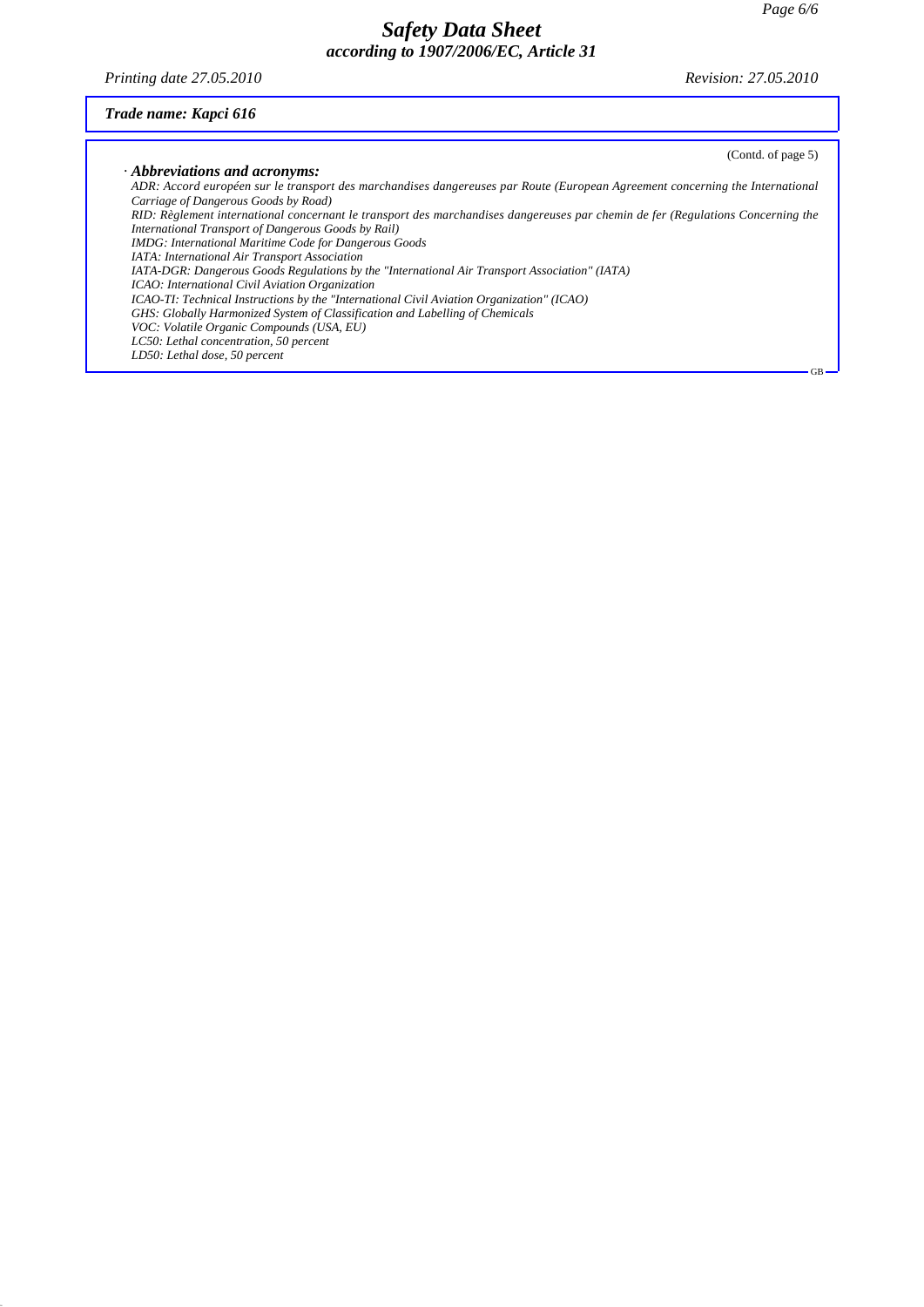*Trade name: Kapci 616*

(Contd. of page 5)

· ***Abbreviations and acronyms:***

*ADR: Accord européen sur le transport des marchandises dangereuses par Route (European Agreement concerning the International Carriage of Dangerous Goods by Road)*
*RID: Règlement international concernant le transport des marchandises dangereuses par chemin de fer (Regulations Concerning the International Transport of Dangerous Goods by Rail)*
*IMDG: International Maritime Code for Dangerous Goods*
*IATA: International Air Transport Association*
*IATA-DGR: Dangerous Goods Regulations by the "International Air Transport Association" (IATA)*
*ICAO: International Civil Aviation Organization*
*ICAO-TI: Technical Instructions by the "International Civil Aviation Organization" (ICAO)*
*GHS: Globally Harmonized System of Classification and Labelling of Chemicals*
*VOC: Volatile Organic Compounds (USA, EU)*
*LC50: Lethal concentration, 50 percent*
*LD50: Lethal dose, 50 percent*

GB